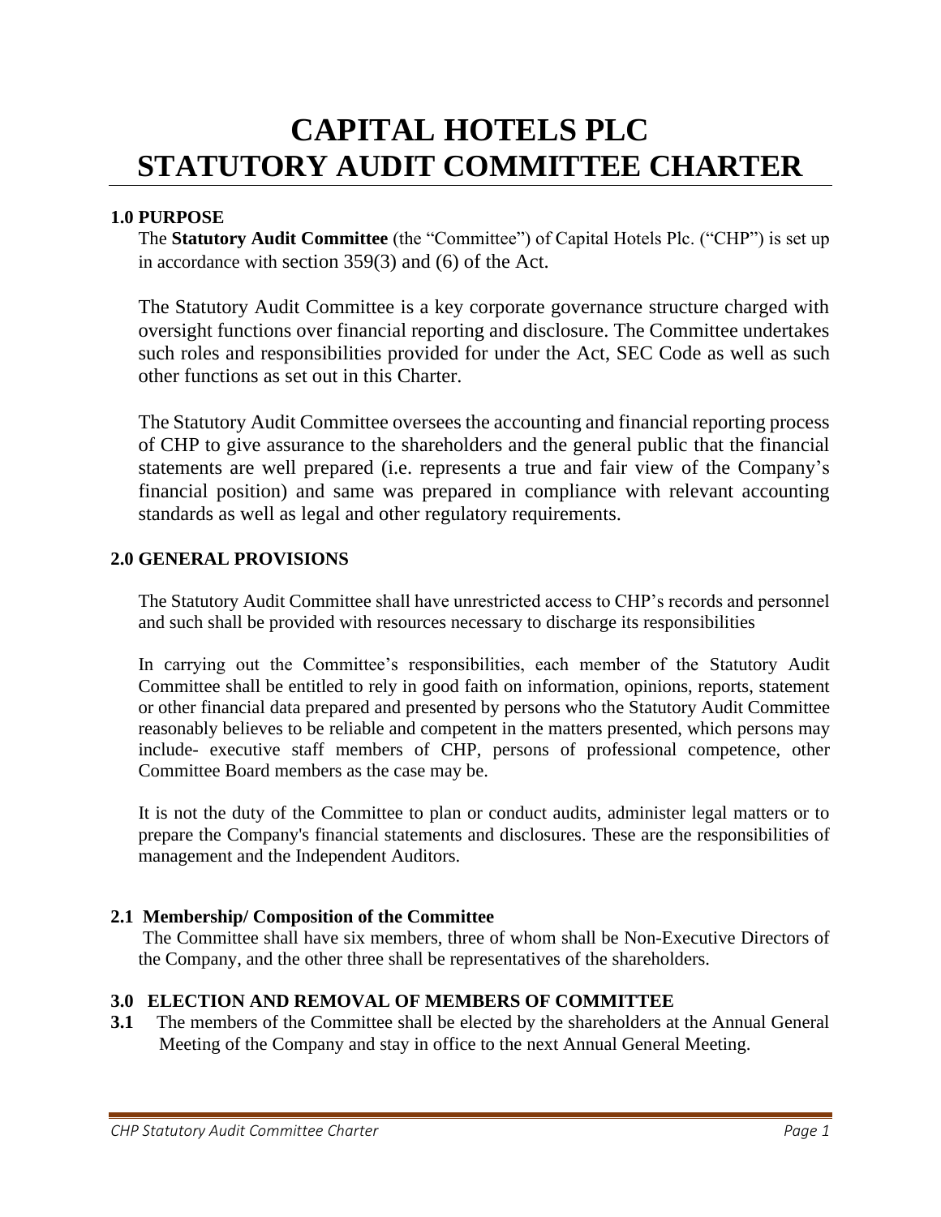# CAPITAL HOTELS PLC
# STATUTORY AUDIT COMMITTEE CHARTER

## 1.0 PURPOSE

The **Statutory Audit Committee** (the "Committee") of Capital Hotels Plc. ("CHP") is set up in accordance with section 359(3) and (6) of the Act.

The Statutory Audit Committee is a key corporate governance structure charged with oversight functions over financial reporting and disclosure. The Committee undertakes such roles and responsibilities provided for under the Act, SEC Code as well as such other functions as set out in this Charter.

The Statutory Audit Committee oversees the accounting and financial reporting process of CHP to give assurance to the shareholders and the general public that the financial statements are well prepared (i.e. represents a true and fair view of the Company's financial position) and same was prepared in compliance with relevant accounting standards as well as legal and other regulatory requirements.

## 2.0 GENERAL PROVISIONS

The Statutory Audit Committee shall have unrestricted access to CHP's records and personnel and such shall be provided with resources necessary to discharge its responsibilities

In carrying out the Committee's responsibilities, each member of the Statutory Audit Committee shall be entitled to rely in good faith on information, opinions, reports, statement or other financial data prepared and presented by persons who the Statutory Audit Committee reasonably believes to be reliable and competent in the matters presented, which persons may include- executive staff members of CHP, persons of professional competence, other Committee Board members as the case may be.

It is not the duty of the Committee to plan or conduct audits, administer legal matters or to prepare the Company's financial statements and disclosures. These are the responsibilities of management and the Independent Auditors.

### 2.1 Membership/ Composition of the Committee

The Committee shall have six members, three of whom shall be Non-Executive Directors of the Company, and the other three shall be representatives of the shareholders.

## 3.0 ELECTION AND REMOVAL OF MEMBERS OF COMMITTEE

**3.1** The members of the Committee shall be elected by the shareholders at the Annual General Meeting of the Company and stay in office to the next Annual General Meeting.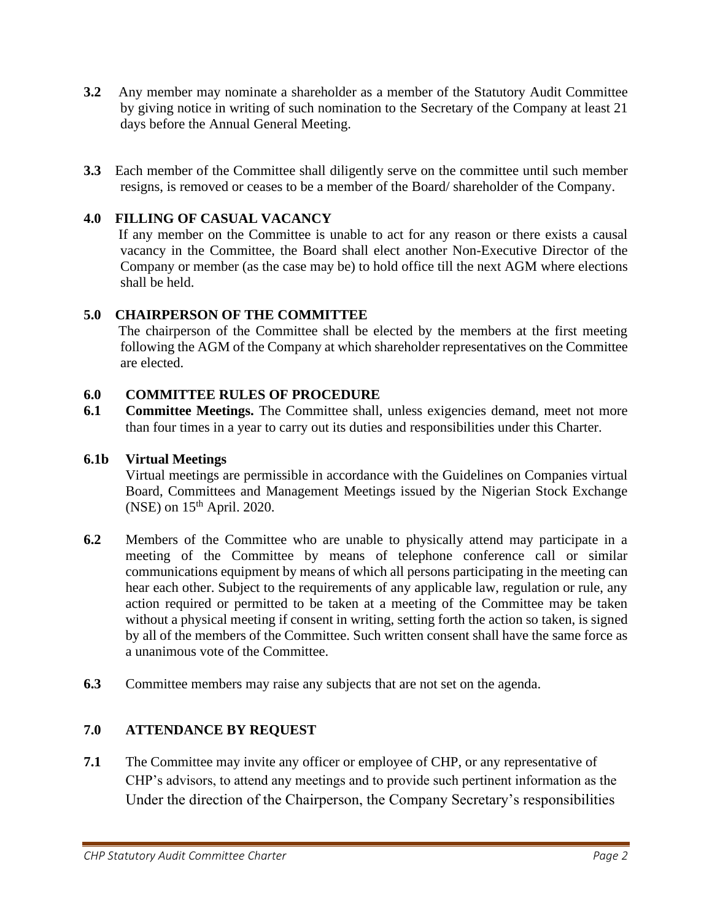**3.2** Any member may nominate a shareholder as a member of the Statutory Audit Committee by giving notice in writing of such nomination to the Secretary of the Company at least 21 days before the Annual General Meeting.

**3.3** Each member of the Committee shall diligently serve on the committee until such member resigns, is removed or ceases to be a member of the Board/ shareholder of the Company.

## 4.0 FILLING OF CASUAL VACANCY

If any member on the Committee is unable to act for any reason or there exists a causal vacancy in the Committee, the Board shall elect another Non-Executive Director of the Company or member (as the case may be) to hold office till the next AGM where elections shall be held.

## 5.0 CHAIRPERSON OF THE COMMITTEE

The chairperson of the Committee shall be elected by the members at the first meeting following the AGM of the Company at which shareholder representatives on the Committee are elected.

## 6.0 COMMITTEE RULES OF PROCEDURE

**6.1** **Committee Meetings.** The Committee shall, unless exigencies demand, meet not more than four times in a year to carry out its duties and responsibilities under this Charter.

**6.1b Virtual Meetings**

Virtual meetings are permissible in accordance with the Guidelines on Companies virtual Board, Committees and Management Meetings issued by the Nigerian Stock Exchange (NSE) on 15th April. 2020.

**6.2** Members of the Committee who are unable to physically attend may participate in a meeting of the Committee by means of telephone conference call or similar communications equipment by means of which all persons participating in the meeting can hear each other. Subject to the requirements of any applicable law, regulation or rule, any action required or permitted to be taken at a meeting of the Committee may be taken without a physical meeting if consent in writing, setting forth the action so taken, is signed by all of the members of the Committee. Such written consent shall have the same force as a unanimous vote of the Committee.

**6.3** Committee members may raise any subjects that are not set on the agenda.

## 7.0 ATTENDANCE BY REQUEST

**7.1** The Committee may invite any officer or employee of CHP, or any representative of CHP's advisors, to attend any meetings and to provide such pertinent information as the Under the direction of the Chairperson, the Company Secretary's responsibilities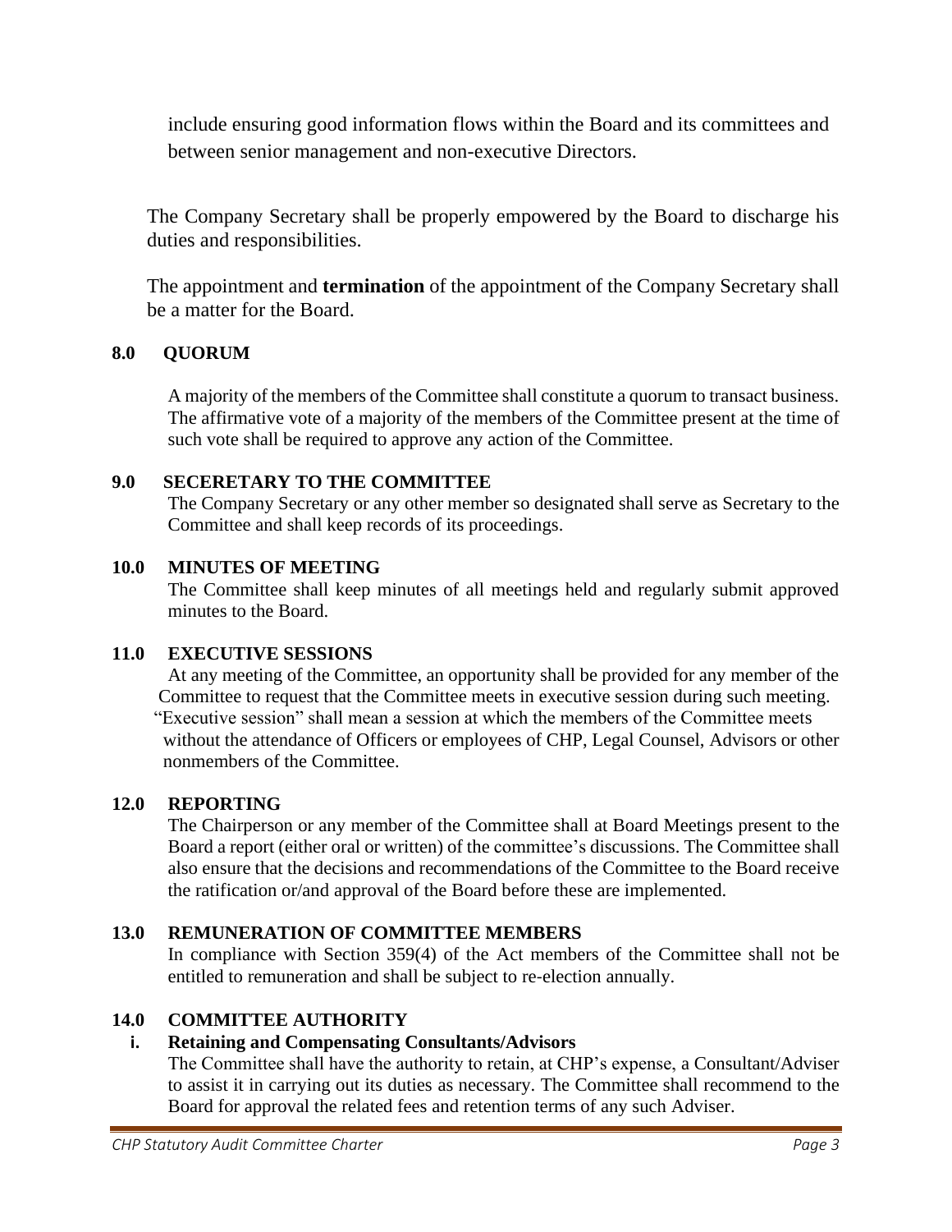include ensuring good information flows within the Board and its committees and between senior management and non-executive Directors.

The Company Secretary shall be properly empowered by the Board to discharge his duties and responsibilities.

The appointment and **termination** of the appointment of the Company Secretary shall be a matter for the Board.

## 8.0 QUORUM

A majority of the members of the Committee shall constitute a quorum to transact business. The affirmative vote of a majority of the members of the Committee present at the time of such vote shall be required to approve any action of the Committee.

## 9.0 SECERETARY TO THE COMMITTEE

The Company Secretary or any other member so designated shall serve as Secretary to the Committee and shall keep records of its proceedings.

## 10.0 MINUTES OF MEETING

The Committee shall keep minutes of all meetings held and regularly submit approved minutes to the Board.

## 11.0 EXECUTIVE SESSIONS

At any meeting of the Committee, an opportunity shall be provided for any member of the Committee to request that the Committee meets in executive session during such meeting. "Executive session" shall mean a session at which the members of the Committee meets without the attendance of Officers or employees of CHP, Legal Counsel, Advisors or other nonmembers of the Committee.

## 12.0 REPORTING

The Chairperson or any member of the Committee shall at Board Meetings present to the Board a report (either oral or written) of the committee's discussions. The Committee shall also ensure that the decisions and recommendations of the Committee to the Board receive the ratification or/and approval of the Board before these are implemented.

## 13.0 REMUNERATION OF COMMITTEE MEMBERS

In compliance with Section 359(4) of the Act members of the Committee shall not be entitled to remuneration and shall be subject to re-election annually.

## 14.0 COMMITTEE AUTHORITY

### i. Retaining and Compensating Consultants/Advisors

The Committee shall have the authority to retain, at CHP's expense, a Consultant/Adviser to assist it in carrying out its duties as necessary. The Committee shall recommend to the Board for approval the related fees and retention terms of any such Adviser.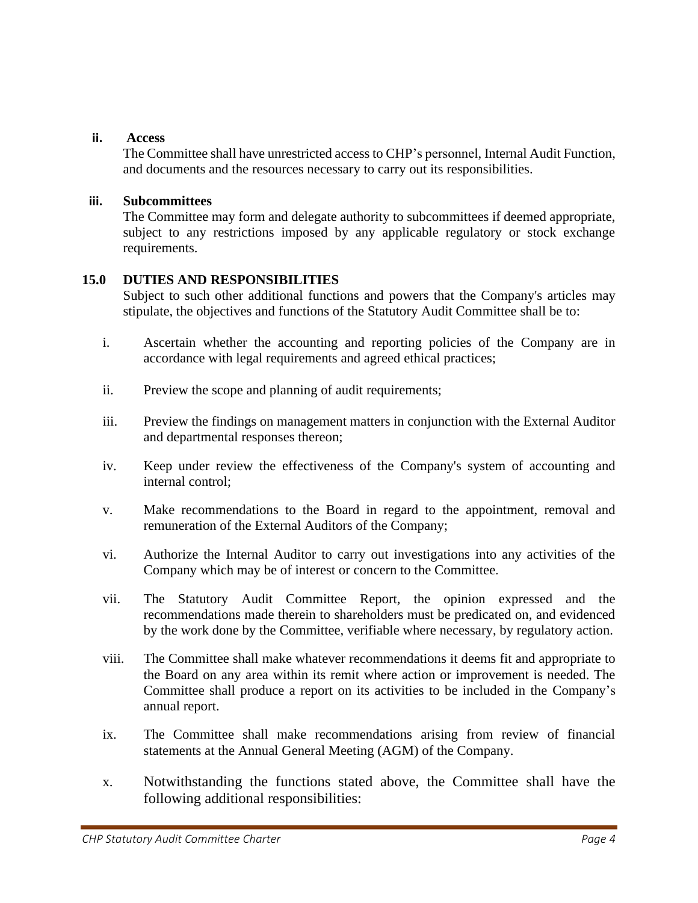**ii. Access**

The Committee shall have unrestricted access to CHP's personnel, Internal Audit Function, and documents and the resources necessary to carry out its responsibilities.

**iii. Subcommittees**

The Committee may form and delegate authority to subcommittees if deemed appropriate, subject to any restrictions imposed by any applicable regulatory or stock exchange requirements.

## 15.0 DUTIES AND RESPONSIBILITIES

Subject to such other additional functions and powers that the Company's articles may stipulate, the objectives and functions of the Statutory Audit Committee shall be to:

i. Ascertain whether the accounting and reporting policies of the Company are in accordance with legal requirements and agreed ethical practices;

ii. Preview the scope and planning of audit requirements;

iii. Preview the findings on management matters in conjunction with the External Auditor and departmental responses thereon;

iv. Keep under review the effectiveness of the Company's system of accounting and internal control;

v. Make recommendations to the Board in regard to the appointment, removal and remuneration of the External Auditors of the Company;

vi. Authorize the Internal Auditor to carry out investigations into any activities of the Company which may be of interest or concern to the Committee.

vii. The Statutory Audit Committee Report, the opinion expressed and the recommendations made therein to shareholders must be predicated on, and evidenced by the work done by the Committee, verifiable where necessary, by regulatory action.

viii. The Committee shall make whatever recommendations it deems fit and appropriate to the Board on any area within its remit where action or improvement is needed. The Committee shall produce a report on its activities to be included in the Company's annual report.

ix. The Committee shall make recommendations arising from review of financial statements at the Annual General Meeting (AGM) of the Company.

x. Notwithstanding the functions stated above, the Committee shall have the following additional responsibilities: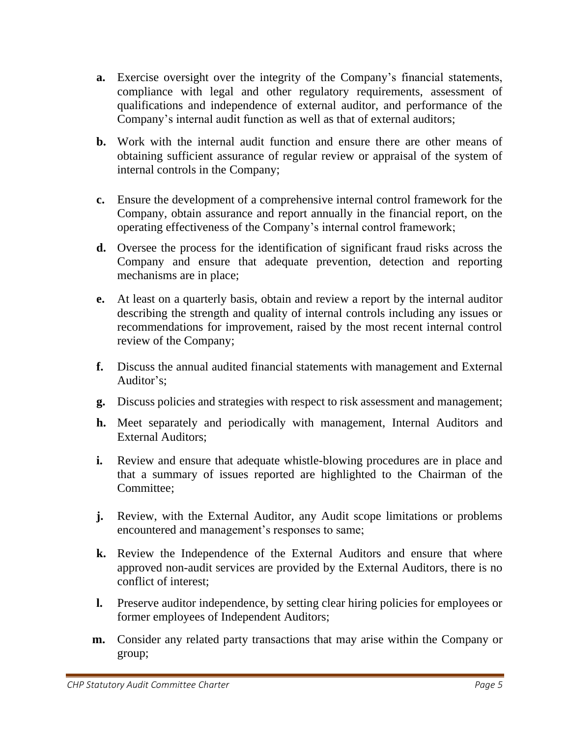**a.** Exercise oversight over the integrity of the Company's financial statements, compliance with legal and other regulatory requirements, assessment of qualifications and independence of external auditor, and performance of the Company's internal audit function as well as that of external auditors;

**b.** Work with the internal audit function and ensure there are other means of obtaining sufficient assurance of regular review or appraisal of the system of internal controls in the Company;

**c.** Ensure the development of a comprehensive internal control framework for the Company, obtain assurance and report annually in the financial report, on the operating effectiveness of the Company's internal control framework;

**d.** Oversee the process for the identification of significant fraud risks across the Company and ensure that adequate prevention, detection and reporting mechanisms are in place;

**e.** At least on a quarterly basis, obtain and review a report by the internal auditor describing the strength and quality of internal controls including any issues or recommendations for improvement, raised by the most recent internal control review of the Company;

**f.** Discuss the annual audited financial statements with management and External Auditor's;

**g.** Discuss policies and strategies with respect to risk assessment and management;

**h.** Meet separately and periodically with management, Internal Auditors and External Auditors;

**i.** Review and ensure that adequate whistle-blowing procedures are in place and that a summary of issues reported are highlighted to the Chairman of the Committee;

**j.** Review, with the External Auditor, any Audit scope limitations or problems encountered and management's responses to same;

**k.** Review the Independence of the External Auditors and ensure that where approved non-audit services are provided by the External Auditors, there is no conflict of interest;

**l.** Preserve auditor independence, by setting clear hiring policies for employees or former employees of Independent Auditors;

**m.** Consider any related party transactions that may arise within the Company or group;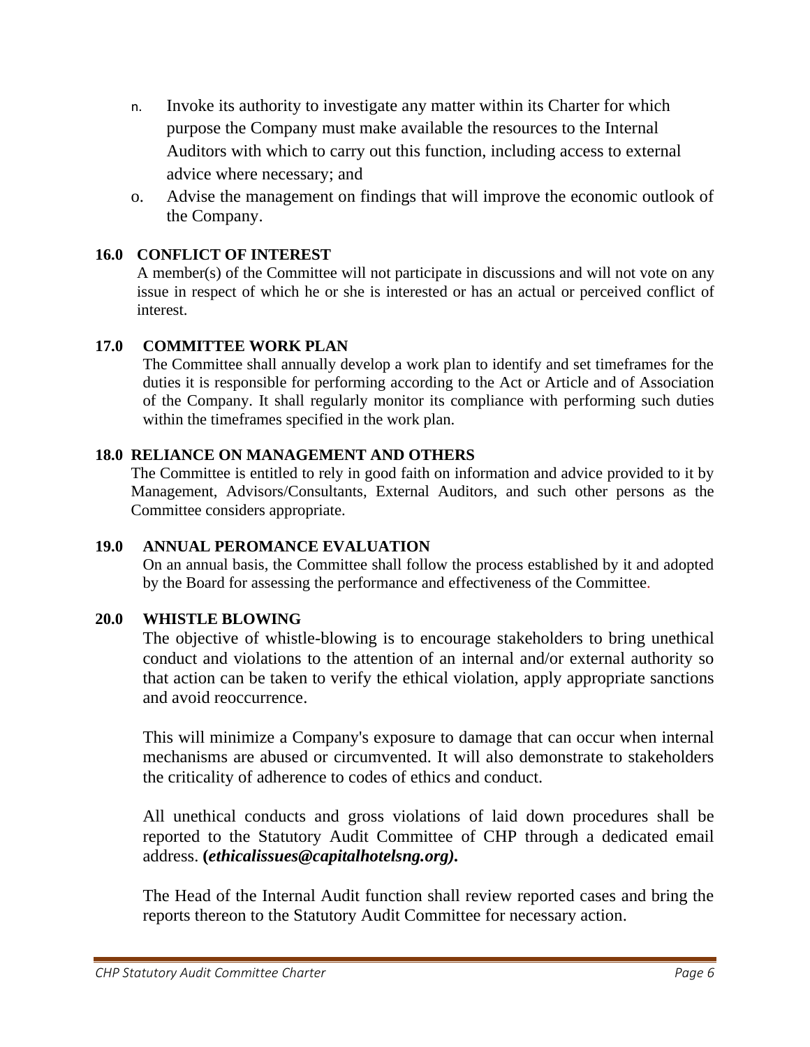n. Invoke its authority to investigate any matter within its Charter for which purpose the Company must make available the resources to the Internal Auditors with which to carry out this function, including access to external advice where necessary; and

o. Advise the management on findings that will improve the economic outlook of the Company.

## 16.0 CONFLICT OF INTEREST

A member(s) of the Committee will not participate in discussions and will not vote on any issue in respect of which he or she is interested or has an actual or perceived conflict of interest.

## 17.0 COMMITTEE WORK PLAN

The Committee shall annually develop a work plan to identify and set timeframes for the duties it is responsible for performing according to the Act or Article and of Association of the Company. It shall regularly monitor its compliance with performing such duties within the timeframes specified in the work plan.

## 18.0 RELIANCE ON MANAGEMENT AND OTHERS

The Committee is entitled to rely in good faith on information and advice provided to it by Management, Advisors/Consultants, External Auditors, and such other persons as the Committee considers appropriate.

## 19.0 ANNUAL PEROMANCE EVALUATION

On an annual basis, the Committee shall follow the process established by it and adopted by the Board for assessing the performance and effectiveness of the Committee.

## 20.0 WHISTLE BLOWING

The objective of whistle-blowing is to encourage stakeholders to bring unethical conduct and violations to the attention of an internal and/or external authority so that action can be taken to verify the ethical violation, apply appropriate sanctions and avoid reoccurrence.

This will minimize a Company's exposure to damage that can occur when internal mechanisms are abused or circumvented. It will also demonstrate to stakeholders the criticality of adherence to codes of ethics and conduct.

All unethical conducts and gross violations of laid down procedures shall be reported to the Statutory Audit Committee of CHP through a dedicated email address. **(*ethicalissues@capitalhotelsng.org).***

The Head of the Internal Audit function shall review reported cases and bring the reports thereon to the Statutory Audit Committee for necessary action.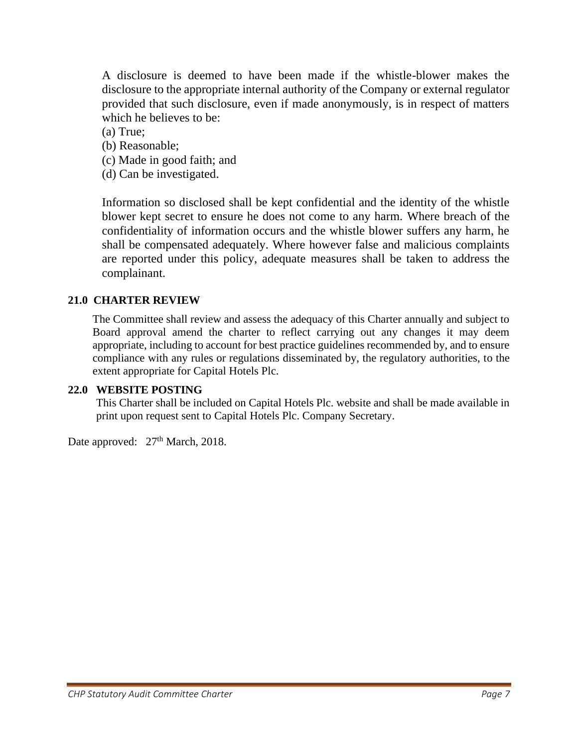A disclosure is deemed to have been made if the whistle-blower makes the disclosure to the appropriate internal authority of the Company or external regulator provided that such disclosure, even if made anonymously, is in respect of matters which he believes to be:

(a) True;
(b) Reasonable;
(c) Made in good faith; and
(d) Can be investigated.

Information so disclosed shall be kept confidential and the identity of the whistle blower kept secret to ensure he does not come to any harm. Where breach of the confidentiality of information occurs and the whistle blower suffers any harm, he shall be compensated adequately. Where however false and malicious complaints are reported under this policy, adequate measures shall be taken to address the complainant.

## 21.0 CHARTER REVIEW

The Committee shall review and assess the adequacy of this Charter annually and subject to Board approval amend the charter to reflect carrying out any changes it may deem appropriate, including to account for best practice guidelines recommended by, and to ensure compliance with any rules or regulations disseminated by, the regulatory authorities, to the extent appropriate for Capital Hotels Plc.

## 22.0 WEBSITE POSTING

This Charter shall be included on Capital Hotels Plc. website and shall be made available in print upon request sent to Capital Hotels Plc. Company Secretary.

Date approved: 27th March, 2018.